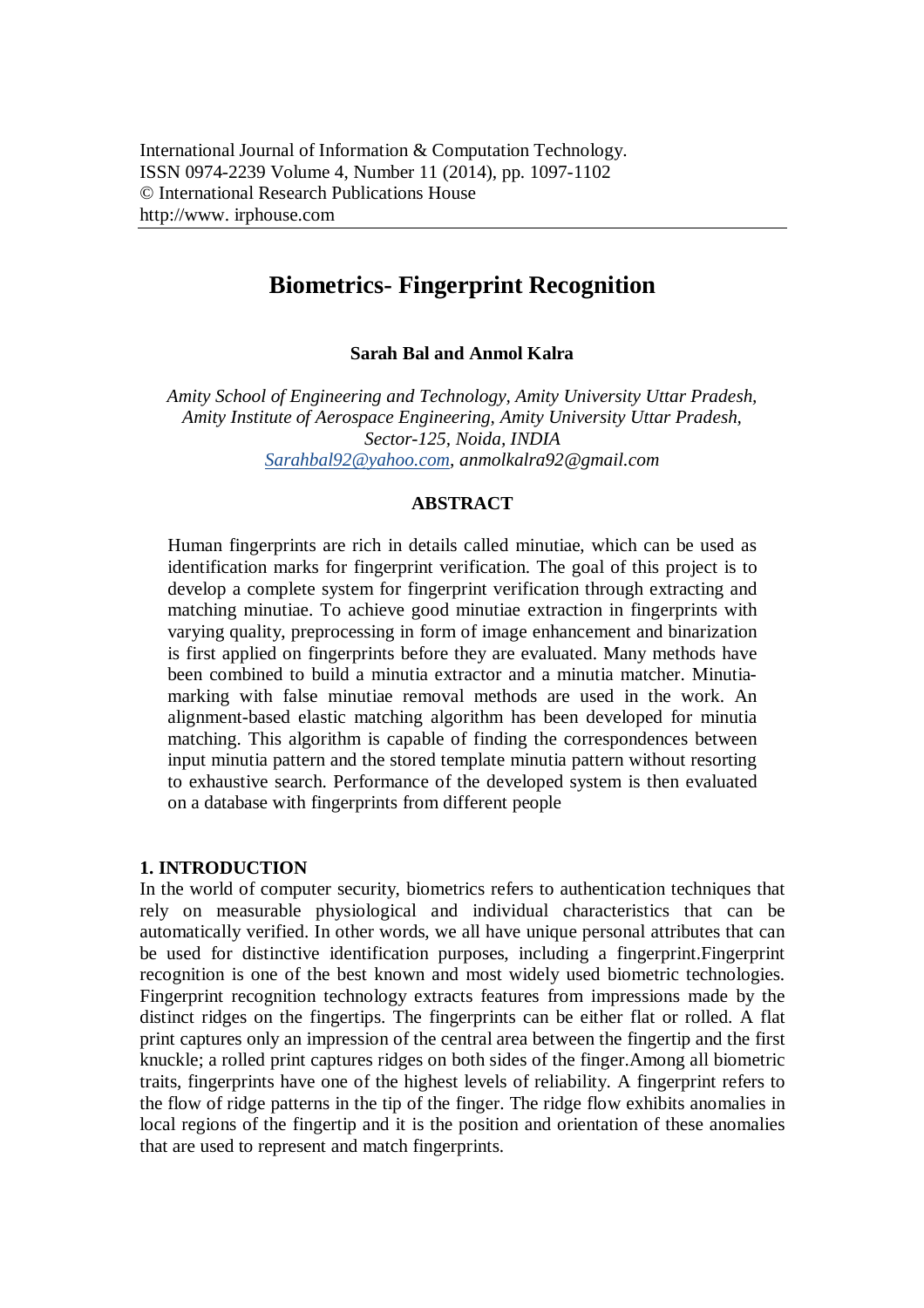International Journal of Information & Computation Technology.
ISSN 0974-2239 Volume 4, Number 11 (2014), pp. 1097-1102
© International Research Publications House
http://www. irphouse.com

# Biometrics- Fingerprint Recognition

**Sarah Bal and Anmol Kalra**

*Amity School of Engineering and Technology, Amity University Uttar Pradesh,*
*Amity Institute of Aerospace Engineering, Amity University Uttar Pradesh,*
*Sector-125, Noida, INDIA*
*Sarahbal92@yahoo.com, anmolkalra92@gmail.com*

## ABSTRACT

Human fingerprints are rich in details called minutiae, which can be used as identification marks for fingerprint verification. The goal of this project is to develop a complete system for fingerprint verification through extracting and matching minutiae. To achieve good minutiae extraction in fingerprints with varying quality, preprocessing in form of image enhancement and binarization is first applied on fingerprints before they are evaluated. Many methods have been combined to build a minutia extractor and a minutia matcher. Minutia-marking with false minutiae removal methods are used in the work. An alignment-based elastic matching algorithm has been developed for minutia matching. This algorithm is capable of finding the correspondences between input minutia pattern and the stored template minutia pattern without resorting to exhaustive search. Performance of the developed system is then evaluated on a database with fingerprints from different people

## 1. INTRODUCTION

In the world of computer security, biometrics refers to authentication techniques that rely on measurable physiological and individual characteristics that can be automatically verified. In other words, we all have unique personal attributes that can be used for distinctive identification purposes, including a fingerprint.Fingerprint recognition is one of the best known and most widely used biometric technologies. Fingerprint recognition technology extracts features from impressions made by the distinct ridges on the fingertips. The fingerprints can be either flat or rolled. A flat print captures only an impression of the central area between the fingertip and the first knuckle; a rolled print captures ridges on both sides of the finger.Among all biometric traits, fingerprints have one of the highest levels of reliability. A fingerprint refers to the flow of ridge patterns in the tip of the finger. The ridge flow exhibits anomalies in local regions of the fingertip and it is the position and orientation of these anomalies that are used to represent and match fingerprints.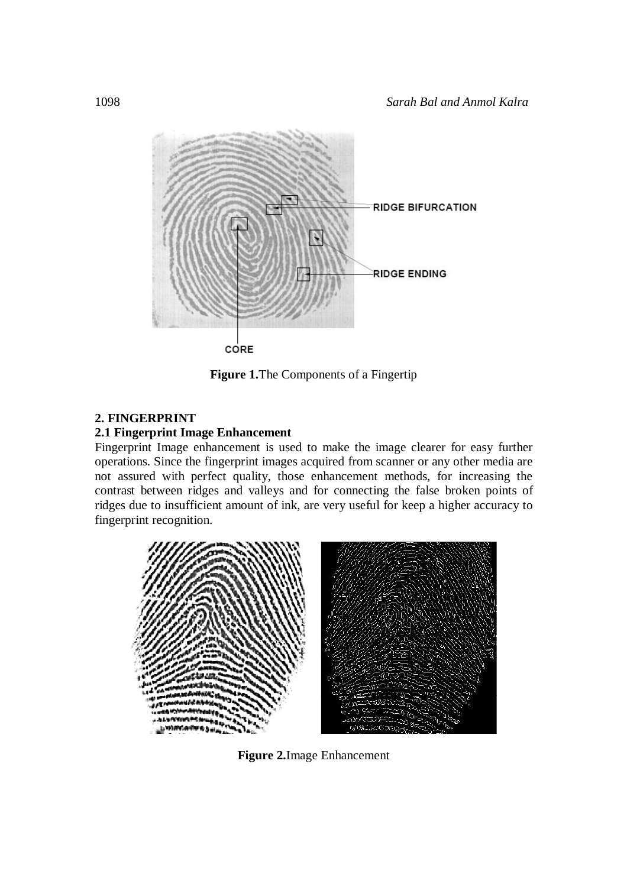**Figure 1.**The Components of a Fingertip

## 2. FINGERPRINT

### 2.1 Fingerprint Image Enhancement

Fingerprint Image enhancement is used to make the image clearer for easy further operations. Since the fingerprint images acquired from scanner or any other media are not assured with perfect quality, those enhancement methods, for increasing the contrast between ridges and valleys and for connecting the false broken points of ridges due to insufficient amount of ink, are very useful for keep a higher accuracy to fingerprint recognition.

**Figure 2.**Image Enhancement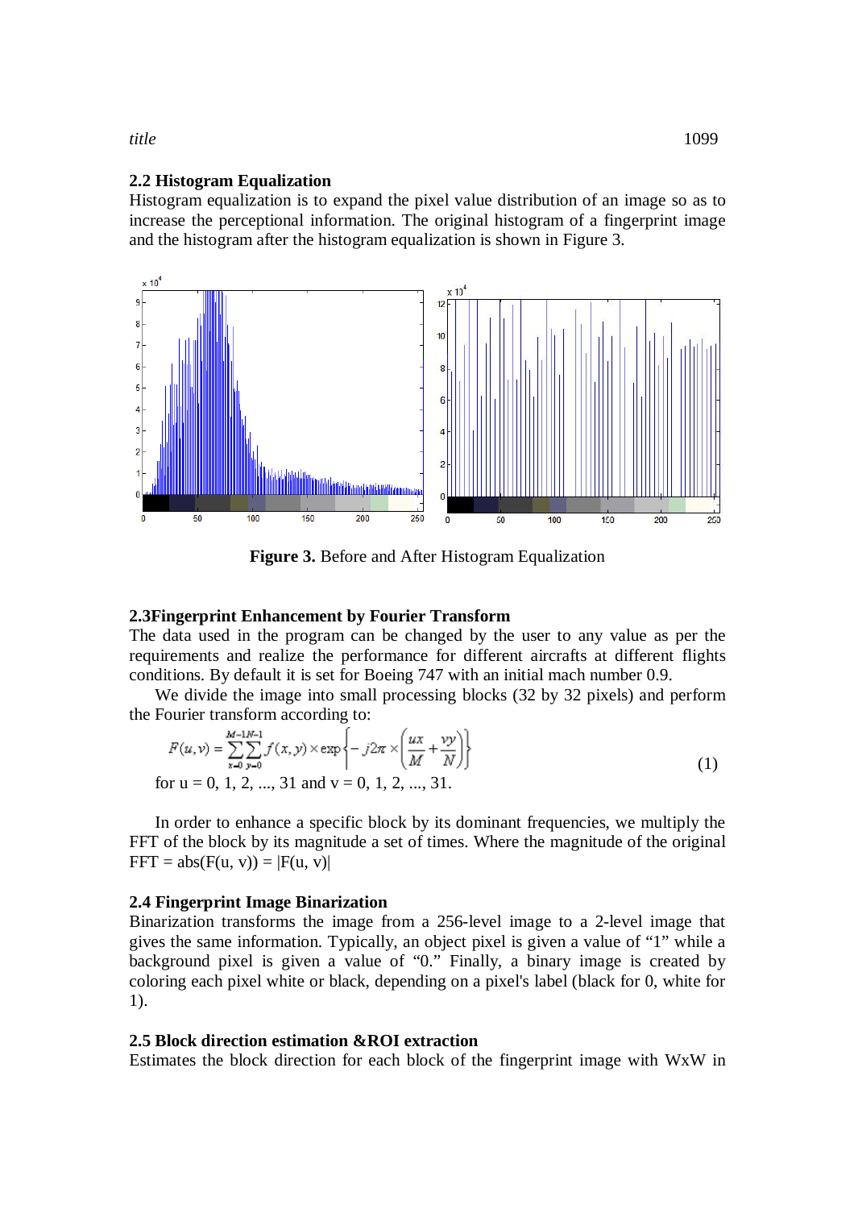## 2.2 Histogram Equalization

Histogram equalization is to expand the pixel value distribution of an image so as to increase the perceptional information. The original histogram of a fingerprint image and the histogram after the histogram equalization is shown in Figure 3.

**Figure 3.** Before and After Histogram Equalization

## 2.3Fingerprint Enhancement by Fourier Transform

The data used in the program can be changed by the user to any value as per the requirements and realize the performance for different aircrafts at different flights conditions. By default it is set for Boeing 747 with an initial mach number 0.9.

We divide the image into small processing blocks (32 by 32 pixels) and perform the Fourier transform according to:

$$F(u,v) = \sum_{x=0}^{M-1}\sum_{y=0}^{N-1} f(x,y) \times \exp\left\{-j2\pi \times \left(\frac{ux}{M} + \frac{vy}{N}\right)\right\} \tag{1}$$

for u = 0, 1, 2, ..., 31 and v = 0, 1, 2, ..., 31.

In order to enhance a specific block by its dominant frequencies, we multiply the FFT of the block by its magnitude a set of times. Where the magnitude of the original FFT = abs(F(u, v)) = |F(u, v)|

## 2.4 Fingerprint Image Binarization

Binarization transforms the image from a 256-level image to a 2-level image that gives the same information. Typically, an object pixel is given a value of “1” while a background pixel is given a value of “0.” Finally, a binary image is created by coloring each pixel white or black, depending on a pixel's label (black for 0, white for 1).

## 2.5 Block direction estimation &ROI extraction

Estimates the block direction for each block of the fingerprint image with WxW in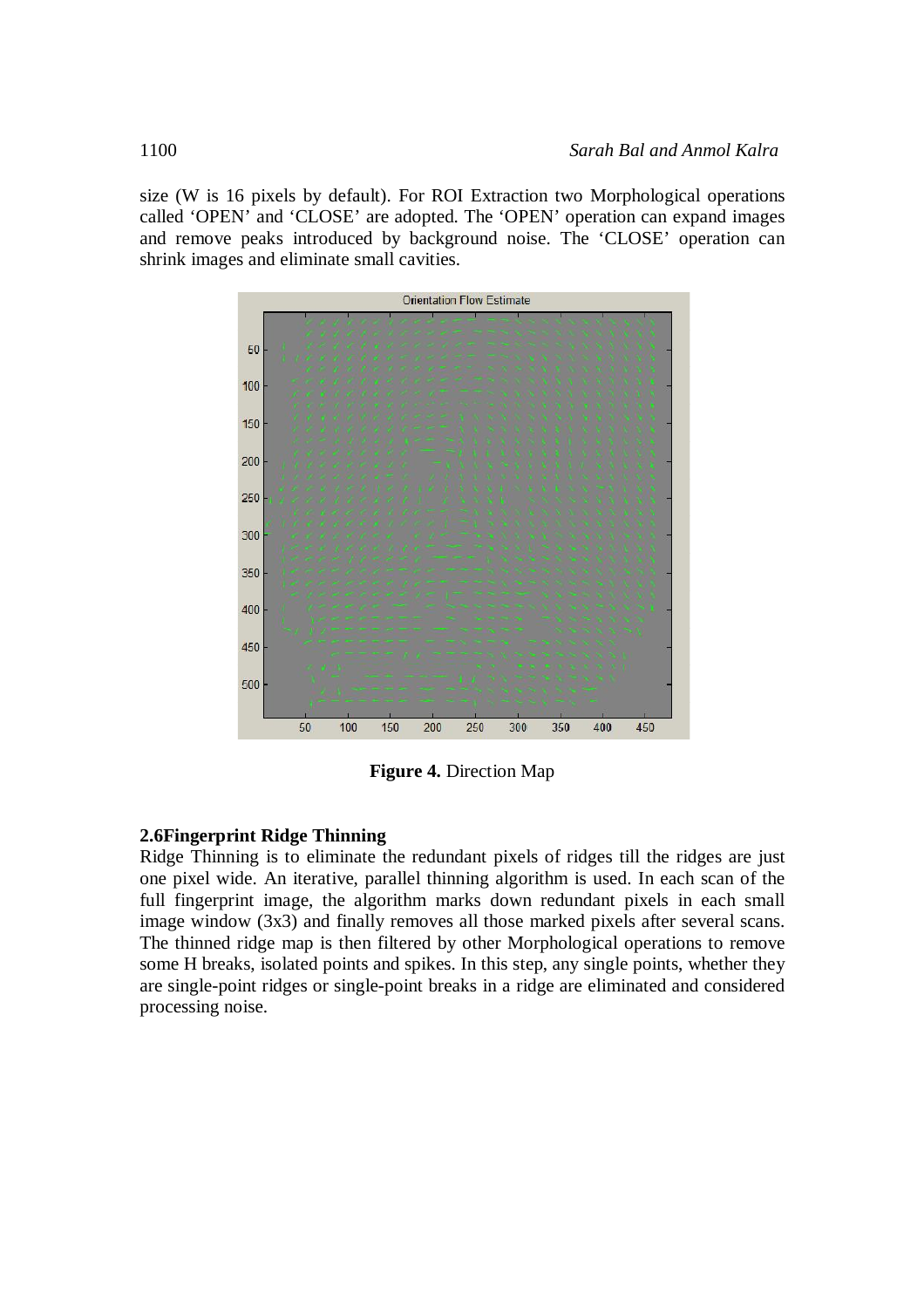size (W is 16 pixels by default). For ROI Extraction two Morphological operations called 'OPEN' and 'CLOSE' are adopted. The 'OPEN' operation can expand images and remove peaks introduced by background noise. The 'CLOSE' operation can shrink images and eliminate small cavities.

**Figure 4.** Direction Map

### 2.6Fingerprint Ridge Thinning

Ridge Thinning is to eliminate the redundant pixels of ridges till the ridges are just one pixel wide. An iterative, parallel thinning algorithm is used. In each scan of the full fingerprint image, the algorithm marks down redundant pixels in each small image window (3x3) and finally removes all those marked pixels after several scans. The thinned ridge map is then filtered by other Morphological operations to remove some H breaks, isolated points and spikes. In this step, any single points, whether they are single-point ridges or single-point breaks in a ridge are eliminated and considered processing noise.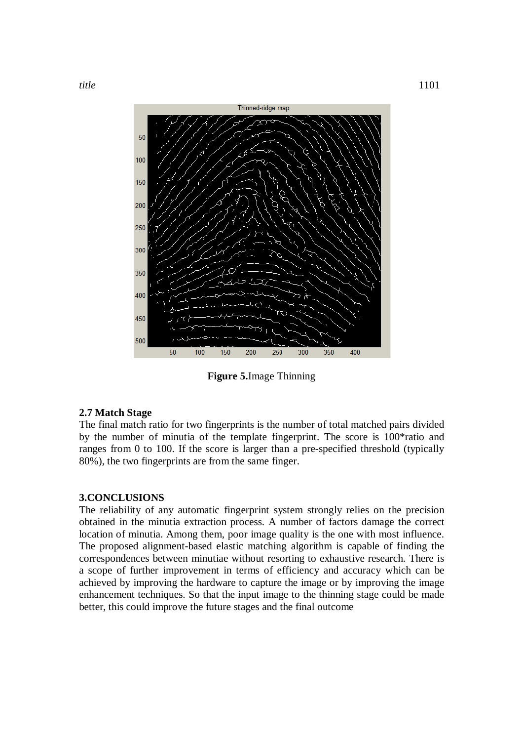**Figure 5.**Image Thinning

### 2.7 Match Stage

The final match ratio for two fingerprints is the number of total matched pairs divided by the number of minutia of the template fingerprint. The score is 100*ratio and ranges from 0 to 100. If the score is larger than a pre-specified threshold (typically 80%), the two fingerprints are from the same finger.

## 3.CONCLUSIONS

The reliability of any automatic fingerprint system strongly relies on the precision obtained in the minutia extraction process. A number of factors damage the correct location of minutia. Among them, poor image quality is the one with most influence. The proposed alignment-based elastic matching algorithm is capable of finding the correspondences between minutiae without resorting to exhaustive research. There is a scope of further improvement in terms of efficiency and accuracy which can be achieved by improving the hardware to capture the image or by improving the image enhancement techniques. So that the input image to the thinning stage could be made better, this could improve the future stages and the final outcome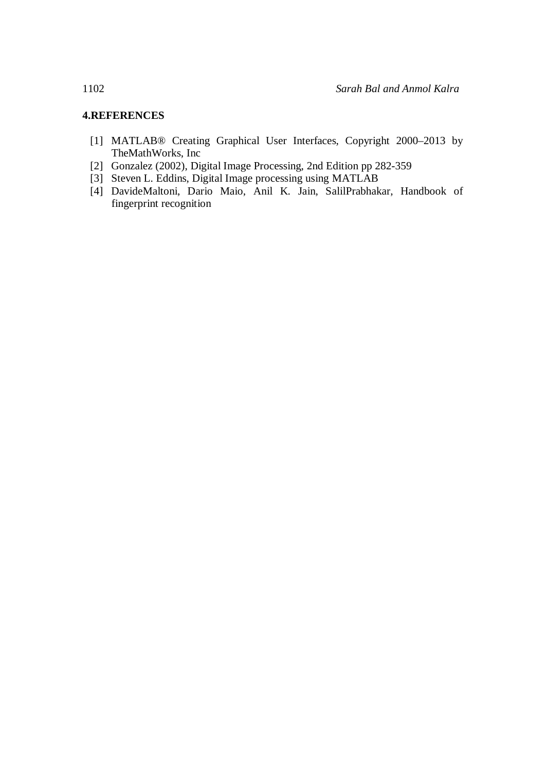## 4.REFERENCES

[1] MATLAB® Creating Graphical User Interfaces, Copyright 2000–2013 by TheMathWorks, Inc

[2] Gonzalez (2002), Digital Image Processing, 2nd Edition pp 282-359

[3] Steven L. Eddins, Digital Image processing using MATLAB

[4] DavideMaltoni, Dario Maio, Anil K. Jain, SalilPrabhakar, Handbook of fingerprint recognition